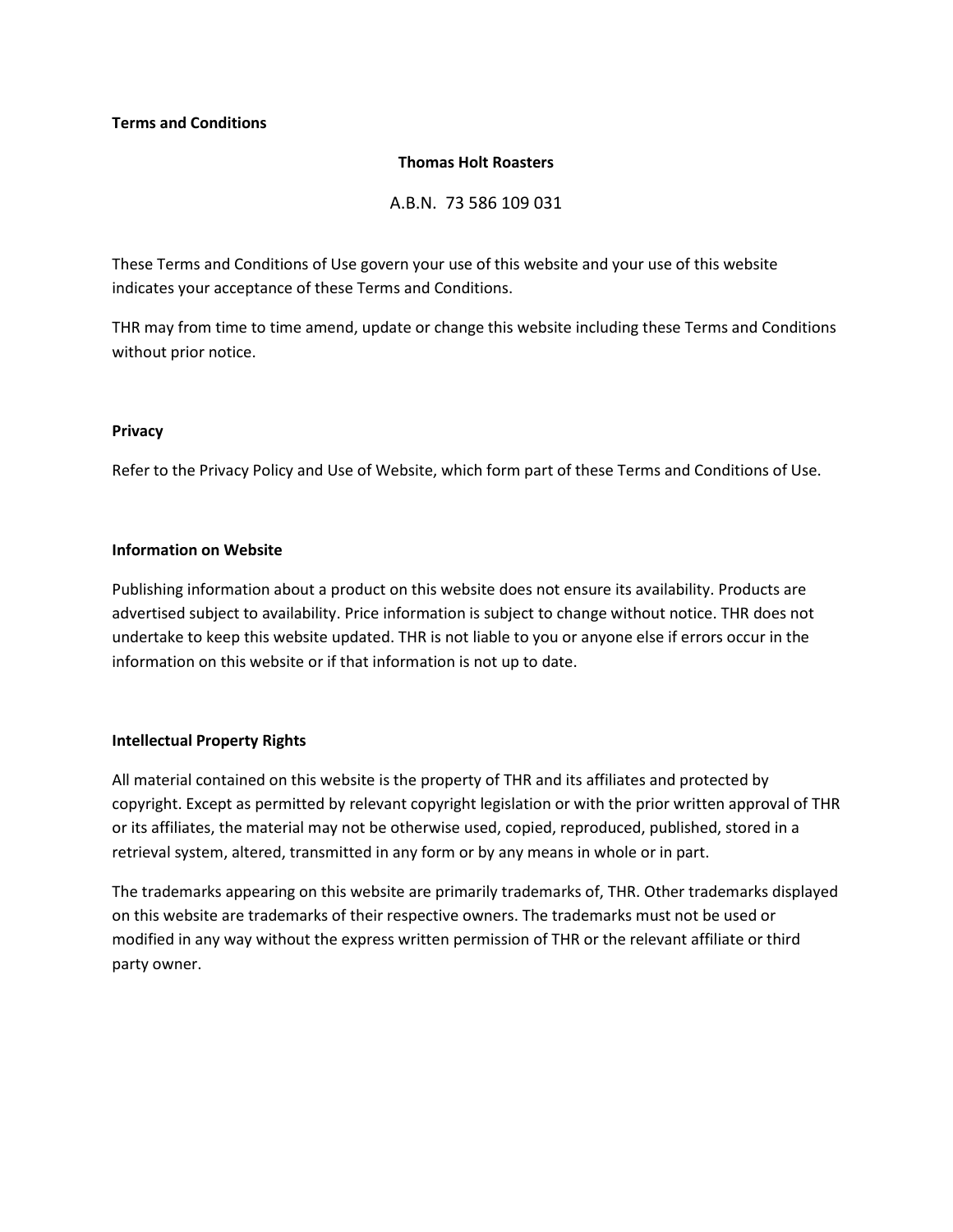**Terms and Conditions**

**Thomas Holt Roasters**

A.B.N. 73 586 109 031

These Terms and Conditions of Use govern your use of this website and your use of this website indicates your acceptance of these Terms and Conditions.

THR may from time to time amend, update or change this website including these Terms and Conditions without prior notice.

## Privacy

Refer to the Privacy Policy and Use of Website, which form part of these Terms and Conditions of Use.

## Information on Website

Publishing information about a product on this website does not ensure its availability. Products are advertised subject to availability. Price information is subject to change without notice. THR does not undertake to keep this website updated. THR is not liable to you or anyone else if errors occur in the information on this website or if that information is not up to date.

## Intellectual Property Rights

All material contained on this website is the property of THR and its affiliates and protected by copyright. Except as permitted by relevant copyright legislation or with the prior written approval of THR or its affiliates, the material may not be otherwise used, copied, reproduced, published, stored in a retrieval system, altered, transmitted in any form or by any means in whole or in part.

The trademarks appearing on this website are primarily trademarks of, THR. Other trademarks displayed on this website are trademarks of their respective owners. The trademarks must not be used or modified in any way without the express written permission of THR or the relevant affiliate or third party owner.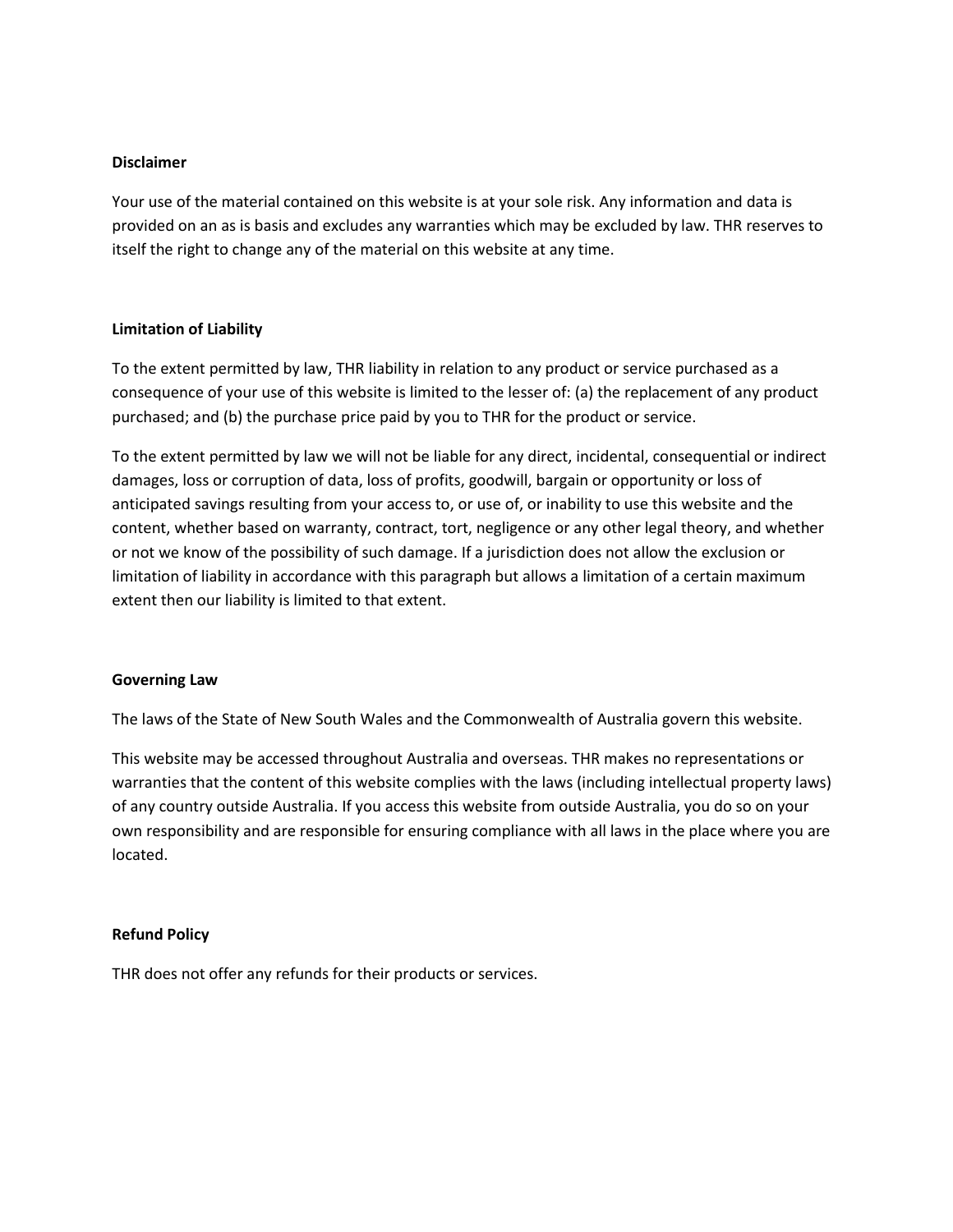**Disclaimer**

Your use of the material contained on this website is at your sole risk. Any information and data is provided on an as is basis and excludes any warranties which may be excluded by law. THR reserves to itself the right to change any of the material on this website at any time.

**Limitation of Liability**

To the extent permitted by law, THR liability in relation to any product or service purchased as a consequence of your use of this website is limited to the lesser of: (a) the replacement of any product purchased; and (b) the purchase price paid by you to THR for the product or service.

To the extent permitted by law we will not be liable for any direct, incidental, consequential or indirect damages, loss or corruption of data, loss of profits, goodwill, bargain or opportunity or loss of anticipated savings resulting from your access to, or use of, or inability to use this website and the content, whether based on warranty, contract, tort, negligence or any other legal theory, and whether or not we know of the possibility of such damage. If a jurisdiction does not allow the exclusion or limitation of liability in accordance with this paragraph but allows a limitation of a certain maximum extent then our liability is limited to that extent.

**Governing Law**

The laws of the State of New South Wales and the Commonwealth of Australia govern this website.

This website may be accessed throughout Australia and overseas. THR makes no representations or warranties that the content of this website complies with the laws (including intellectual property laws) of any country outside Australia. If you access this website from outside Australia, you do so on your own responsibility and are responsible for ensuring compliance with all laws in the place where you are located.

**Refund Policy**

THR does not offer any refunds for their products or services.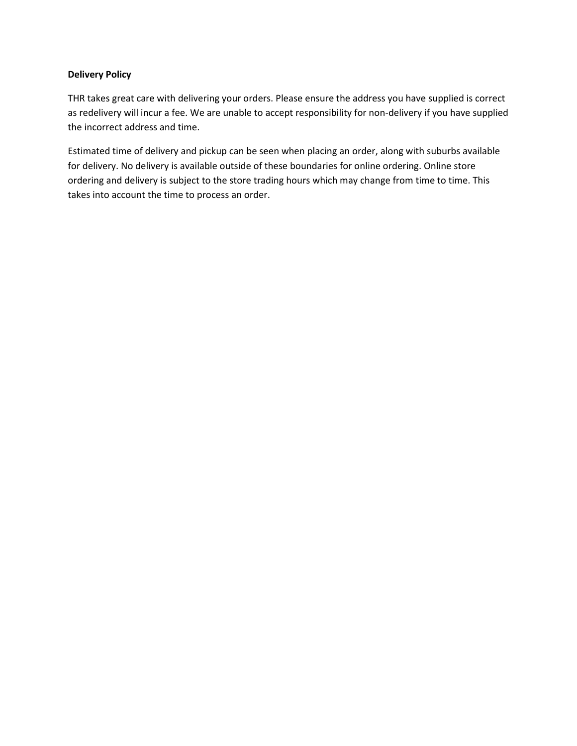**Delivery Policy**

THR takes great care with delivering your orders. Please ensure the address you have supplied is correct as redelivery will incur a fee. We are unable to accept responsibility for non-delivery if you have supplied the incorrect address and time.

Estimated time of delivery and pickup can be seen when placing an order, along with suburbs available for delivery. No delivery is available outside of these boundaries for online ordering. Online store ordering and delivery is subject to the store trading hours which may change from time to time. This takes into account the time to process an order.